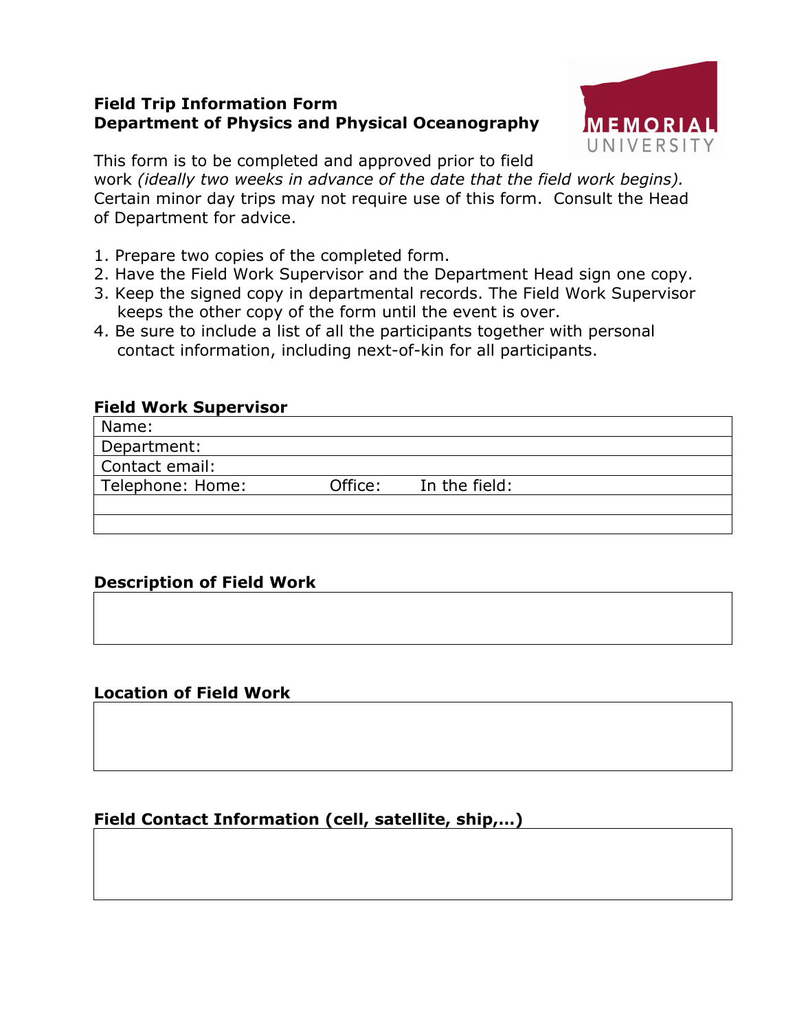# Field Trip Information Form
## Department of Physics and Physical Oceanography

MEMORIAL UNIVERSITY

This form is to be completed and approved prior to field work *(ideally two weeks in advance of the date that the field work begins).* Certain minor day trips may not require use of this form. Consult the Head of Department for advice.

1. Prepare two copies of the completed form.
2. Have the Field Work Supervisor and the Department Head sign one copy.
3. Keep the signed copy in departmental records. The Field Work Supervisor keeps the other copy of the form until the event is over.
4. Be sure to include a list of all the participants together with personal contact information, including next-of-kin for all participants.

### Field Work Supervisor

| Name: | | |
|---|---|---|
| Department: | | |
| Contact email: | | |
| Telephone: Home: | Office: | In the field: |
| | | |
| | | |

### Description of Field Work

| |
|---|
| |

### Location of Field Work

| |
|---|
| |

### Field Contact Information (cell, satellite, ship,…)

| |
|---|
| |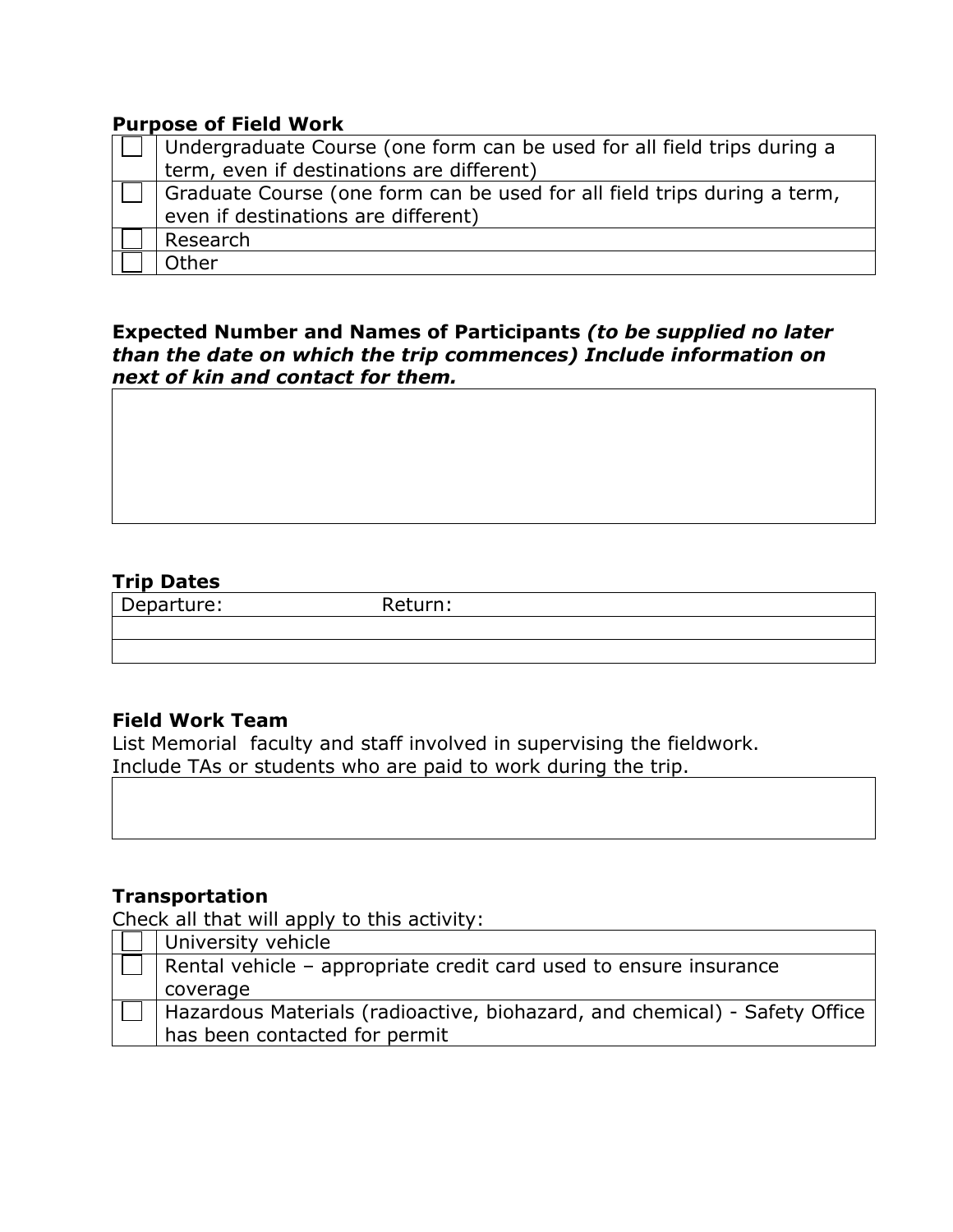**Purpose of Field Work**

| | |
|---|---|
| ☐ | Undergraduate Course (one form can be used for all field trips during a term, even if destinations are different) |
| ☐ | Graduate Course (one form can be used for all field trips during a term, even if destinations are different) |
| ☐ | Research |
| ☐ | Other |

**Expected Number and Names of Participants** ***(to be supplied no later than the date on which the trip commences) Include information on next of kin and contact for them.***

| |
|---|
| |

**Trip Dates**

| Departure: | Return: |
|---|---|
| | |
| | |

**Field Work Team**

List Memorial faculty and staff involved in supervising the fieldwork.
Include TAs or students who are paid to work during the trip.

| |
|---|
| |

**Transportation**

Check all that will apply to this activity:

| | |
|---|---|
| ☐ | University vehicle |
| ☐ | Rental vehicle – appropriate credit card used to ensure insurance coverage |
| ☐ | Hazardous Materials (radioactive, biohazard, and chemical) - Safety Office has been contacted for permit |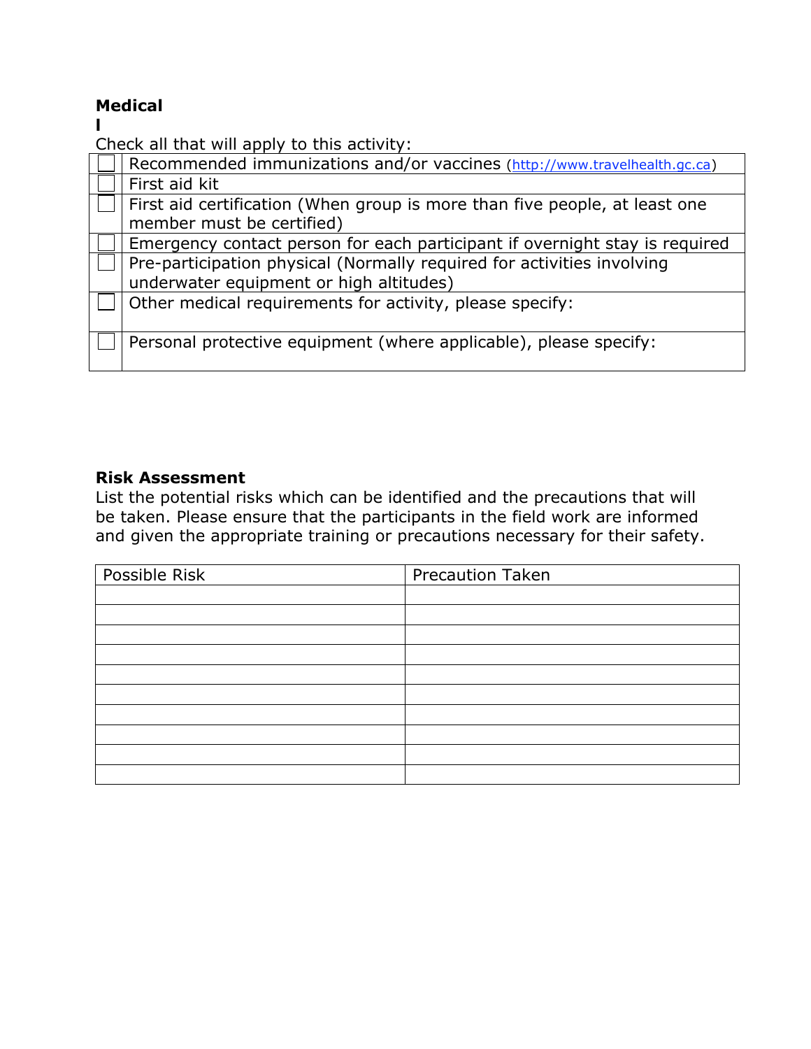**Medical**

**l**

Check all that will apply to this activity:

| | |
|---|---|
| ☐ | Recommended immunizations and/or vaccines (http://www.travelhealth.gc.ca) |
| ☐ | First aid kit |
| ☐ | First aid certification (When group is more than five people, at least one member must be certified) |
| ☐ | Emergency contact person for each participant if overnight stay is required |
| ☐ | Pre-participation physical (Normally required for activities involving underwater equipment or high altitudes) |
| ☐ | Other medical requirements for activity, please specify: |
| ☐ | Personal protective equipment (where applicable), please specify: |

**Risk Assessment**

List the potential risks which can be identified and the precautions that will be taken. Please ensure that the participants in the field work are informed and given the appropriate training or precautions necessary for their safety.

| Possible Risk | Precaution Taken |
|---|---|
| | |
| | |
| | |
| | |
| | |
| | |
| | |
| | |
| | |
| | |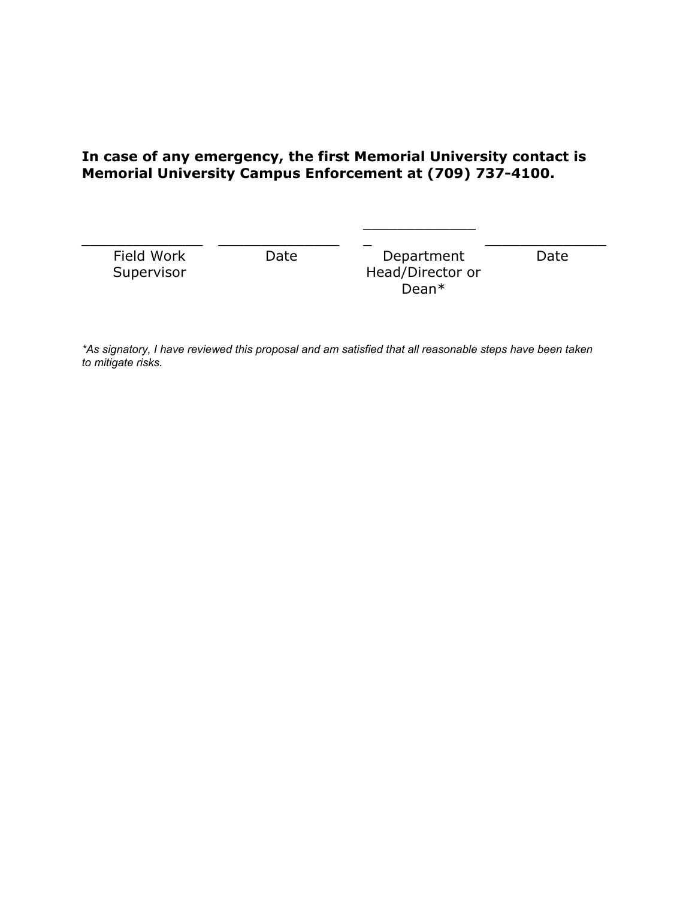**In case of any emergency, the first Memorial University contact is Memorial University Campus Enforcement at (709) 737-4100.**

| | | | |
|---|---|---|---|
| ______________ | ______________ | ______________ | ______________ |
| Field Work Supervisor | Date | Department Head/Director or Dean* | Date |

*\*As signatory, I have reviewed this proposal and am satisfied that all reasonable steps have been taken to mitigate risks.*